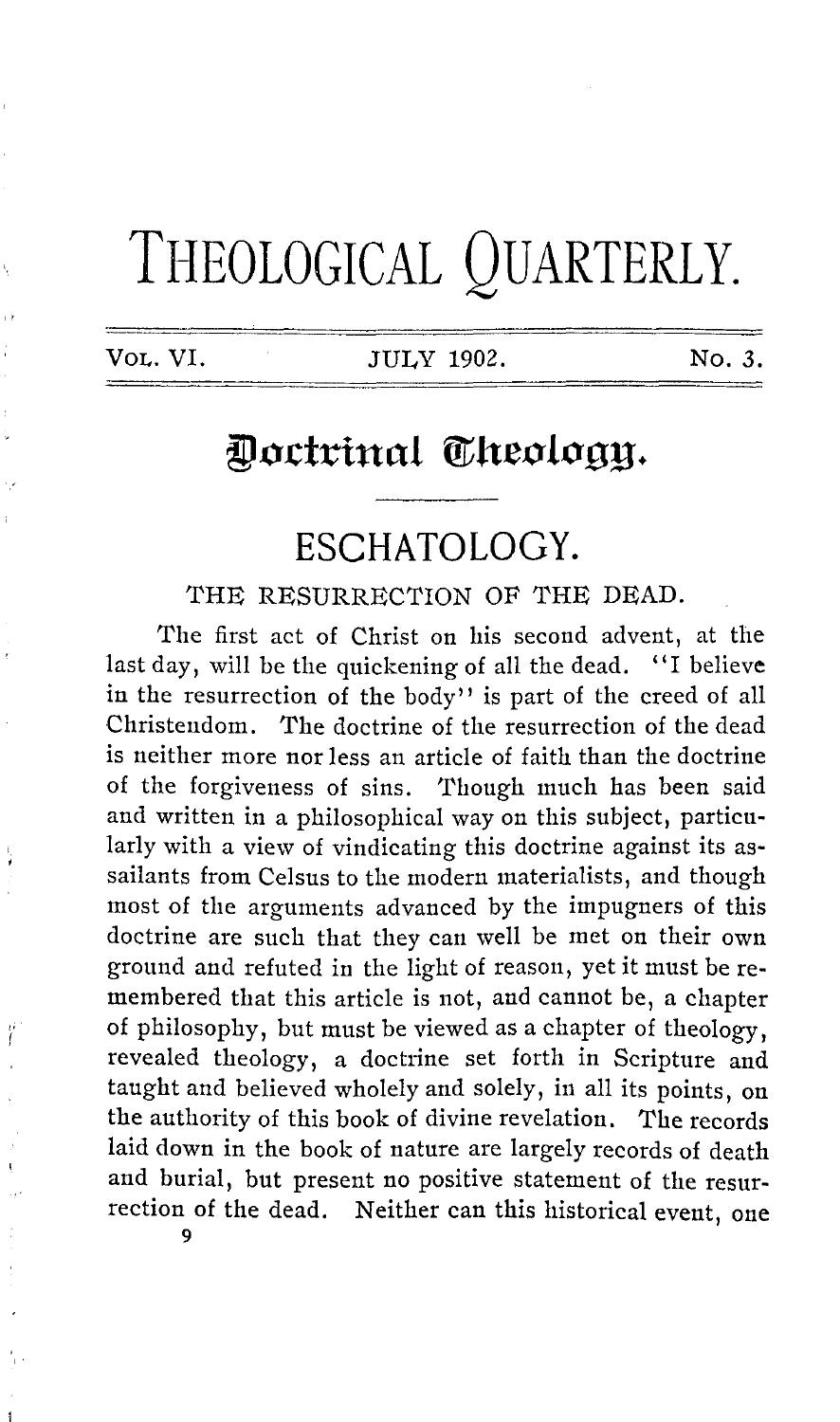# THEOLOGICAL QUARTERLY.

VOL. VI. JULY 1902. No. 3.

## Doctrinal Theology.

## ESCHATOLOGY.

### THE RESURRECTION OF THE DEAD.

The first act of Christ on his second advent, at the last day, will be the quickening of all the dead. "I believe in the resurrection of the body" is part of the creed of all Christendom. The doctrine of the resurrection of the dead is neither more nor less an article of faith than the doctrine of the forgiveness of sins. Though much has been said and written in a philosophical way on this subject, particularly with a view of vindicating this doctrine against its assailants from Celsus to the modern materialists, and though most of the arguments advanced by the impugners of this doctrine are such that they can well be met on their own ground and refuted in the light of reason, yet it must be remembered that this article is not, and cannot be, a chapter of philosophy, but must be viewed as a chapter of theology, revealed theology, a doctrine set forth in Scripture and taught and believed wholely and solely, in all its points, on the authority of this book of divine revelation. The records laid down in the book of nature are largely records of death and burial, but present no positive statement of the resurrection of the dead. Neither can this historical event, one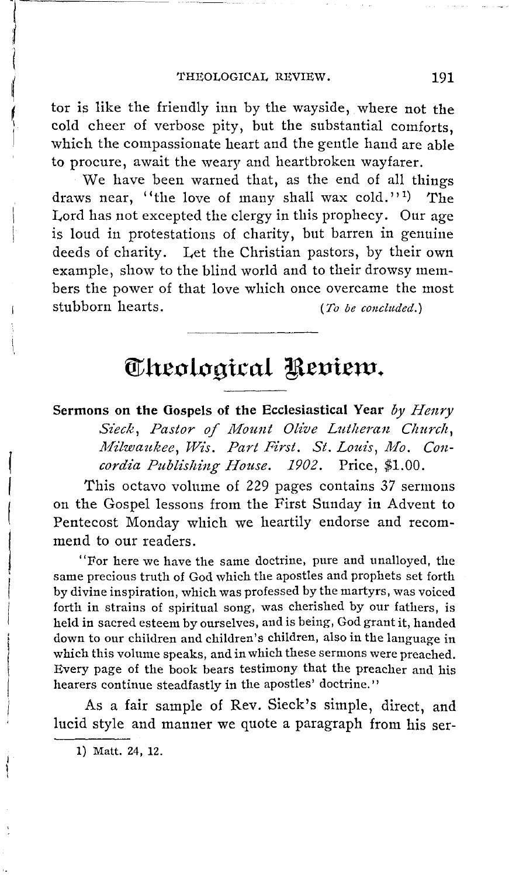tor is like the friendly inn by the wayside, where not the cold cheer of verbose pity, but the substantial comforts, which the compassionate heart and the gentle hand are able to procure, await the weary and heartbroken wayfarer.

We have been warned that, as the end of all things draws near, "the love of many shall wax cold."[1] The Lord has not excepted the clergy in this prophecy. Our age is loud in protestations of charity, but barren in genuine deeds of charity. Let the Christian pastors, by their own example, show to the blind world and to their drowsy members the power of that love which once overcame the most stubborn hearts. *(To be concluded.)*

---

# Theological Review.

**Sermons on the Gospels of the Ecclesiastical Year** *by Henry Sieck, Pastor of Mount Olive Lutheran Church, Milwaukee, Wis. Part First. St. Louis, Mo. Concordia Publishing House. 1902.* Price, $1.00.

This octavo volume of 229 pages contains 37 sermons on the Gospel lessons from the First Sunday in Advent to Pentecost Monday which we heartily endorse and recommend to our readers.

> "For here we have the same doctrine, pure and unalloyed, the same precious truth of God which the apostles and prophets set forth by divine inspiration, which was professed by the martyrs, was voiced forth in strains of spiritual song, was cherished by our fathers, is held in sacred esteem by ourselves, and is being, God grant it, handed down to our children and children's children, also in the language in which this volume speaks, and in which these sermons were preached. Every page of the book bears testimony that the preacher and his hearers continue steadfastly in the apostles' doctrine."

As a fair sample of Rev. Sieck's simple, direct, and lucid style and manner we quote a paragraph from his ser-

---

1) Matt. 24, 12.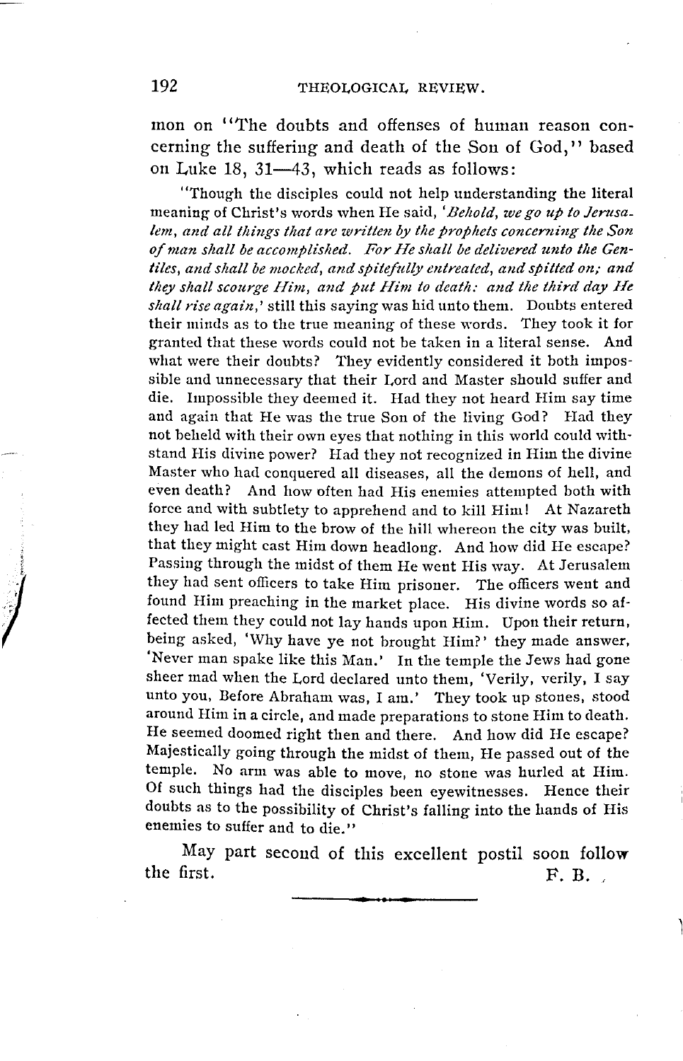mon on "The doubts and offenses of human reason concerning the suffering and death of the Son of God," based on Luke 18, 31—43, which reads as follows:

> "Though the disciples could not help understanding the literal meaning of Christ's words when He said, '*Behold, we go up to Jerusalem, and all things that are written by the prophets concerning the Son of man shall be accomplished. For He shall be delivered unto the Gentiles, and shall be mocked, and spitefully entreated, and spitted on; and they shall scourge Him, and put Him to death: and the third day He shall rise again,*' still this saying was hid unto them. Doubts entered their minds as to the true meaning of these words. They took it for granted that these words could not be taken in a literal sense. And what were their doubts? They evidently considered it both impossible and unnecessary that their Lord and Master should suffer and die. Impossible they deemed it. Had they not heard Him say time and again that He was the true Son of the living God? Had they not beheld with their own eyes that nothing in this world could withstand His divine power? Had they not recognized in Him the divine Master who had conquered all diseases, all the demons of hell, and even death? And how often had His enemies attempted both with force and with subtlety to apprehend and to kill Him! At Nazareth they had led Him to the brow of the hill whereon the city was built, that they might cast Him down headlong. And how did He escape? Passing through the midst of them He went His way. At Jerusalem they had sent officers to take Him prisoner. The officers went and found Him preaching in the market place. His divine words so affected them they could not lay hands upon Him. Upon their return, being asked, 'Why have ye not brought Him?' they made answer, 'Never man spake like this Man.' In the temple the Jews had gone sheer mad when the Lord declared unto them, 'Verily, verily, I say unto you, Before Abraham was, I am.' They took up stones, stood around Him in a circle, and made preparations to stone Him to death. He seemed doomed right then and there. And how did He escape? Majestically going through the midst of them, He passed out of the temple. No arm was able to move, no stone was hurled at Him. Of such things had the disciples been eyewitnesses. Hence their doubts as to the possibility of Christ's falling into the hands of His enemies to suffer and to die."

May part second of this excellent postil soon follow the first.

F. B.